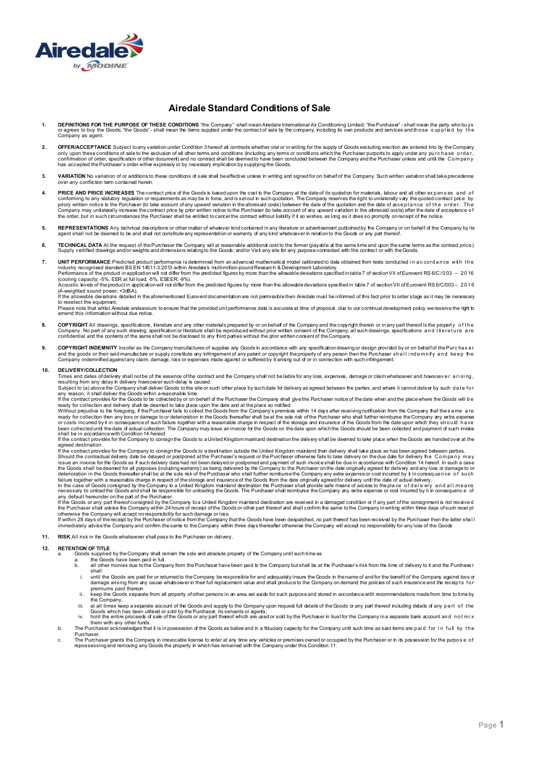# Airedale Standard Conditions of Sale

1. **DEFINITIONS FOR THE PURPOSE OF THESE CONDITIONS** "the Company" -shall mean Airedale International Air Conditioning Limited; "the Purchaser" - shall mean the party who buys or agrees to buy the Goods; "the Goods" - shall mean the items supplied under the contract of sale by the company, including its own products and services and those supplied by the Company as agent.

2. **OFFER/ACCEPTANCE** Subject to any variation under Condition 3 hereof all contracts whether oral or in writing for the supply of Goods excluding erection are entered into by the Company only upon these conditions of sale to the exclusion of all other terms and conditions (including any terms or conditions which the Purchaser purports to apply under any purchase order, confirmation of order, specification or other document) and no contract shall be deemed to have been concluded between the Company and the Purchaser unless and until the Company has accepted the Purchaser's order either expressly or by necessary implication by supplying the Goods.

3. **VARIATION** No variation of or additions to these conditions of sale shall be effective unless in writing and signed for on behalf of the Company. Such written variation shall take precedence over any confliction term contained herein.

4. **PRICE AND PRICE INCREASES** The contract price of the Goods is based upon the cost to the Company at the date of its quotation for materials, labour and all other expenses and of conforming to any statutory regulation or requirements as may be in force, and is set out in such quotation. The Company reserves the right to unilaterally vary the quoted contract price by priory written notice to the Purchaser (to take account of any upward variation in the aforesaid costs) between the date of the quotation and the date of acceptance of the order. The Company may unilaterally increase the contract price by prior written notice to the Purchaser (to take account of any upward variation in the aforesaid costs) after the date of acceptance of the order, but in such circumstances the Purchaser shall be entitled to cancel the contract without liability if it so wishes, as long as it does so promptly on receipt of the notice.

5. **REPRESENTATIONS** Any technical descriptions or other matter of whatever kind contained in any literature or advertisement published by the Company or on behalf of the Company by its agent shall not be deemed to be and shall not constitute any representation or warranty of any kind whatsoever in relation to the Goods or any part thereof.

6. **TECHNICAL DATA** At the request of the Purchaser the Company will at reasonable additional cost to the former (payable at the same time and upon the same terms as the contract price) Supply certified drawings and/or weights and dimensions relating to the Goods; and/or Visit any site for any purpose connected with the contract or with the Goods.

7. **UNIT PERFORMANCE** Predicted product performance is determined from an advanced mathematical model calibrated to data obtained from tests conducted in accordance with the industry recognised standard BS EN 14511-3:2013 within Airedale's multi-million-pound Research & Development Laboratory.
   Performance of the product in application will not differ from the predicted figures by more than the allowable deviations specified in table 7 of section VII of Eurovent RS 6/C/003 – 2016 (cooling capacity; -5%, EER at full load; -5%, ESEER; -9%).
   Acoustic levels of the product in application will not differ from the predicted figures by more than the allowable deviations specified in table 7 of section VII of Eurovent RS 6/C/003 – 2016 (A-weighted sound power; +3dBA).
   If the allowable deviations detailed in the aforementioned Eurovent documentation are not permissible then Airedale must be informed of this fact prior to order stage as it may be necessary to reselect the equipment.
   Please note that whilst Airedale endeavours to ensure that the provided unit performance data is accurate at time of proposal, due to our continual development policy we reserve the right to amend this information without due notice.

8. **COPYRIGHT** All drawings, specifications, literature and any other materials prepared by or on behalf of the Company and the copyright therein or in any part thereof is the property of the Company. No part of any such drawing, specification or literature shall be reproduced without prior written consent of the Company; all such drawings, specifications and literature are confidential and the contents of the same shall not be disclosed to any third parties without the prior written consent of the Company.

9. **COPYRIGHT INDEMNITY** Insofar as the Company manufactures of supplies any Goods in accordance with any specification drawing or design provided by or on behalf of the Purchaser and the goods or their said manufacture or supply constitute any infringement of any patent or copyright the property of any person then the Purchaser shall indemnify and keep the Company indemnified against any claim, damage, loss or expenses made against or suffered by it arising out of or in connection with such infringement.

10. **DELIVERY/COLLECTION**
    Times and dates of delivery shall not be of the essence of the contract and the Company shall not be liable for any loss, expenses, damage or claim whatsoever and howsoever arising, resulting from any delay in delivery howsoever such delay is caused.
    Subject to (a) above the Company shall deliver Goods to the site or such other place by such date for delivery as agreed between the parties, and where it cannot deliver by such date for any reason, it shall deliver the Goods within a reasonable time.
    If the contract provides for the Goods to be collected by or on behalf of the Purchaser the Company shall give the Purchaser notice of the date when and the place where the Goods will be ready for collection and delivery shall be deemed to take place upon the date and at the place so notified.
    Without prejudice to the foregoing, if the Purchaser fails to collect the Goods from the Company's premises within 14 days after receiving notification from the Company that the same are ready for collection then any loss or damage to or deterioration in the Goods thereafter shall be at the sole risk of the Purchaser who shall further reimburse the Company any extra expense or costs incurred by it in consequence of such failure together with a reasonable charge in respect of the storage and insurance of the Goods from the date upon which they should have been collected until the date of actual collection. The Company may issue an invoice for the Goods on the date upon which the Goods should be been collected and payment of such invoice shall be in accordance with Condition 14 hereof.
    If the contract provides for the Company to consign the Goods to a United Kingdom mainland destination the delivery shall be deemed to take place when the Goods are handed over at the agreed destination.
    If the contract provides for the Company to consign the Goods to a destination outside the United Kingdom mainland then delivery shall take place as has been agreed between parties.
    Should the contractual delivery date be delayed or postponed at the Purchaser's request or the Purchaser otherwise fails to take delivery on the due date for delivery the Company may issue an invoice for the Goods as if such delivery date had not been delayed or postponed and payment of such invoice shall be due in accordance with Condition 14 hereof. In such a case the Goods shall be deemed for all purposes (including warranty) as being delivered by the Company to the Purchaser on the date originally agreed for delivery and any loss or damage to or deterioration in the Goods thereafter shall be at the sole risk of the Purchaser who shall further reimburse the Company any extra expense or cost incurred by it in consequence of such failure together with a reasonable charge in respect of the storage and insurance of the Goods from the date originally agreed for delivery until the date of actual delivery.
    In the case of Goods consigned by the Company to a United Kingdom mainland destination the Purchaser shall provide safe means of access to the place of delivery and all means necessary to unload the Goods and shall be responsible for unloading the Goods. The Purchaser shall reimburse the Company any extra expense or cost incurred by it in consequence of any default hereunder on the part of the Purchaser.
    If the Goods or any part thereof consigned by the Company to a United Kingdom mainland destination are received in a damaged condition or if any part of the consignment is not received the Purchaser shall advise the Company within 24 hours of receipt of the Goods or other part thereof and shall confirm the same to the Company in writing within three days of such receipt otherwise the Company will accept no responsibility for such damage or loss.
    If within 28 days of the receipt by the Purchaser of notice from the Company that the Goods have been despatched, no part thereof has been received by the Purchaser then the latter shall immediately advise the Company and confirm the same to the Company within three days thereafter otherwise the Company will accept no responsibility for any loss of the Goods

11. **RISK** All risk in the Goods whatsoever shall pass to the Purchaser on delivery.

12. **RETENTION OF TITLE**
    a. Goods supplied by the Company shall remain the sole and absolute property of the Company until such time as
       a. the Goods have been paid in full.
       b. all other monies due to the Company from the Purchaser have been paid to the Company but shall be at the Purchaser's risk from the time of delivery to it and the Purchaser shall
          i. until the Goods are paid for or returned to the Company be responsible for and adequately insure the Goods in the name of and for the benefit of the Company against loss or damage arising from any cause whatsoever in their full replacement value and shall produce to the Company on demand the policies of such insurance and the receipts for premiums paid thereon
          ii. keep the Goods separate from all property of other persons in an area set aside for such purpose and stored in accordance with recommendations made from time to time by the Company.
          iii. at all times keep a separate account of the Goods and supply to the Company upon request full details of the Goods or any part thereof including details of any part of the Goods which has been utilised or sold by the Purchaser, its servants or agents;
          iv. hold the entire proceeds of sale of the Goods or any part thereof which are used or sold by the Purchaser in trust for the Company in a separate bank account and not mix them with any other funds.
    b. The Purchaser acknowledges that it is in possession of the Goods as bailee and in a fiduciary capacity for the Company until such time as said items are paid for in full by the Purchaser.
    c. The Purchaser grants the Company in irrevocable license to enter at any time any vehicles or premises owned or occupied by the Purchaser or in its possession for the purpose of repossessing and removing any Goods the property in which has remained with the Company under this Condition 11.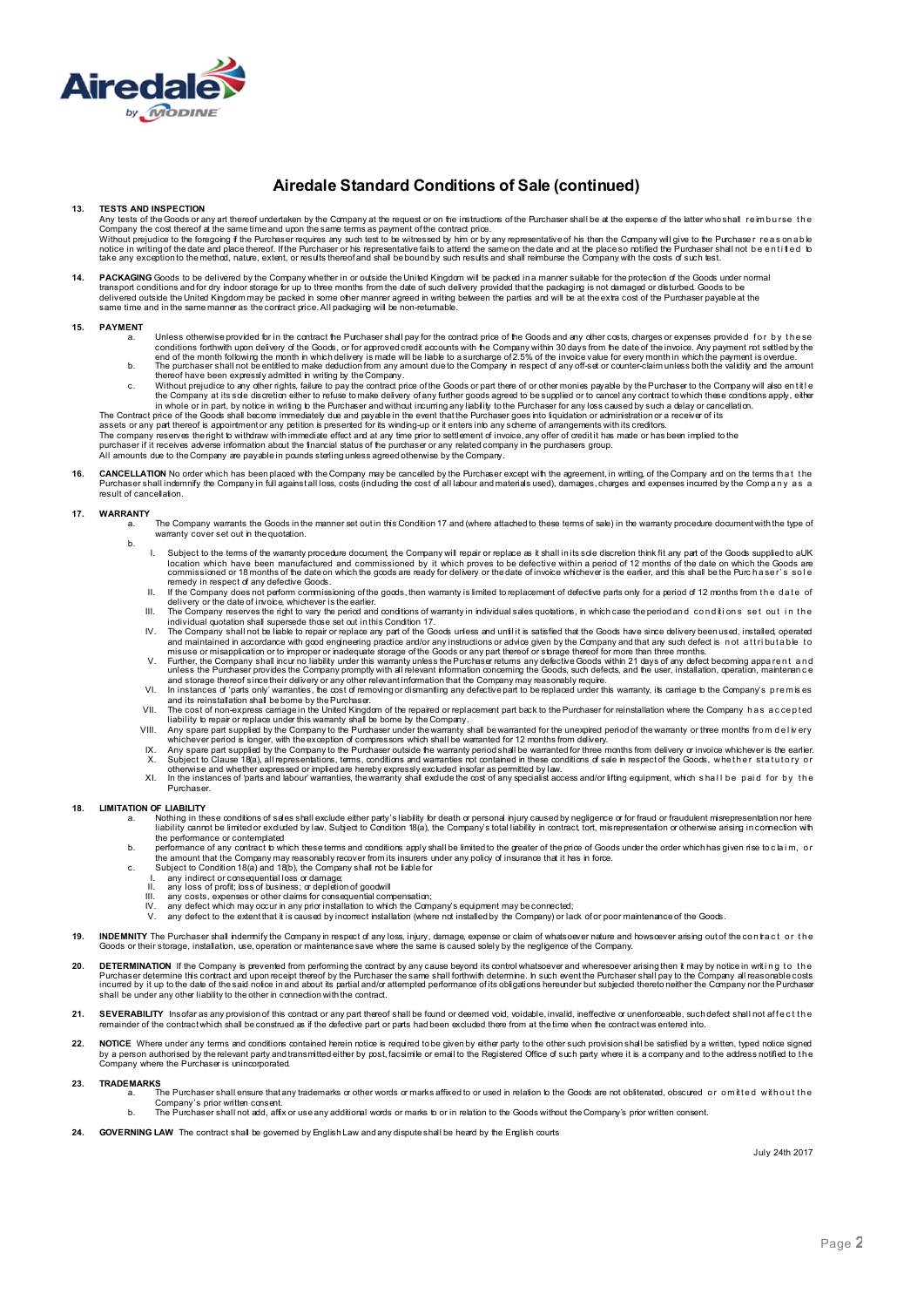# Airedale Standard Conditions of Sale (continued)

**13. TESTS AND INSPECTION**
Any tests of the Goods or any art thereof undertaken by the Company at the request or on the instructions of the Purchaser shall be at the expense of the latter who shall reimburse the Company the cost thereof at the same time and upon the same terms as payment of the contract price.
Without prejudice to the foregoing if the Purchaser requires any such test to be witnessed by him or by any representative of his then the Company will give to the Purchaser reasonable notice in writing of the date and place thereof. If the Purchaser or his representative fails to attend the same on the date and at the place so notified the Purchaser shall not be entitled to take any exception to the method, nature, extent, or results thereof and shall be bound by such results and shall reimburse the Company with the costs of such test.

**14. PACKAGING** Goods to be delivered by the Company whether in or outside the United Kingdom will be packed in a manner suitable for the protection of the Goods under normal transport conditions and for dry indoor storage for up to three months from the date of such delivery provided that the packaging is not damaged or disturbed. Goods to be delivered outside the United Kingdom may be packed in some other manner agreed in writing between the parties and will be at the extra cost of the Purchaser payable at the same time and in the same manner as the contract price. All packaging will be non-returnable.

**15. PAYMENT**
a. Unless otherwise provided for in the contract the Purchaser shall pay for the contract price of the Goods and any other costs, charges or expenses provided for by these conditions forthwith upon delivery of the Goods, or for approved credit accounts with the Company within 30 days from the date of the invoice. Any payment not settled by the end of the month following the month in which delivery is made will be liable to a surcharge of 2.5% of the invoice value for every month in which the payment is overdue.
b. The purchaser shall not be entitled to make deduction from any amount due to the Company in respect of any off-set or counter-claim unless both the validity and the amount thereof have been expressly admitted in writing by the Company.
c. Without prejudice to any other rights, failure to pay the contract price of the Goods or part there of or other monies payable by the Purchaser to the Company will also entitle the Company at its sole discretion either to refuse to make delivery of any further goods agreed to be supplied or to cancel any contract to which these conditions apply, either in whole or in part, by notice in writing to the Purchaser and without incurring any liability to the Purchaser for any loss caused by such a delay or cancellation.

The Contract price of the Goods shall become immediately due and payable in the event that the Purchaser goes into liquidation or administration or a receiver of its assets or any part thereof is appointment or any petition is presented for its winding-up or it enters into any scheme of arrangements with its creditors.
The company reserves the right to withdraw with immediate effect and at any time prior to settlement of invoice, any offer of credit it has made or has been implied to the purchaser if it receives adverse information about the financial status of the purchaser or any related company in the purchasers group.
All amounts due to the Company are payable in pounds sterling unless agreed otherwise by the Company.

**16. CANCELLATION** No order which has been placed with the Company may be cancelled by the Purchaser except with the agreement, in writing, of the Company and on the terms that the Purchaser shall indemnify the Company in full against all loss, costs (including the cost of all labour and materials used), damages, charges and expenses incurred by the Company as a result of cancellation.

**17. WARRANTY**
a. The Company warrants the Goods in the manner set out in this Condition 17 and (where attached to these terms of sale) in the warranty procedure document with the type of warranty cover set out in the quotation.
b.
 I. Subject to the terms of the warranty procedure document, the Company will repair or replace as it shall in its sole discretion think fit any part of the Goods supplied to a UK location which have been manufactured and commissioned by it which proves to be defective within a period of 12 months of the date on which the Goods are commissioned or 18 months of the date on which the goods are ready for delivery or the date of invoice whichever is the earlier, and this shall be the Purchaser's sole remedy in respect of any defective Goods.
 II. If the Company does not perform commissioning of the goods, then warranty is limited to replacement of defective parts only for a period of 12 months from the date of delivery or the date of invoice, whichever is the earlier.
 III. The Company reserves the right to vary the period and conditions of warranty in individual sales quotations, in which case the period and conditions set out in the individual quotation shall supersede those set out in this Condition 17.
 IV. The Company shall not be liable to repair or replace any part of the Goods unless and until it is satisfied that the Goods have since delivery been used, installed, operated and maintained in accordance with good engineering practice and/or any instructions or advice given by the Company and that any such defect is not attributable to misuse or misapplication or to improper or inadequate storage of the Goods or any part thereof or storage thereof for more than three months.
 V. Further, the Company shall incur no liability under this warranty unless the Purchaser returns any defective Goods within 21 days of any defect becoming apparent and unless the Purchaser provides the Company promptly with all relevant information concerning the Goods, such defects, and the user, installation, operation, maintenance and storage thereof since their delivery or any other relevant information that the Company may reasonably require.
 VI. In instances of 'parts only' warranties, the cost of removing or dismantling any defective part to be replaced under this warranty, its carriage to the Company's premises and its reinstallation shall be borne by the Purchaser.
 VII. The cost of non-express carriage in the United Kingdom of the repaired or replacement part back to the Purchaser for reinstallation where the Company has accepted liability to repair or replace under this warranty shall be borne by the Company.
 VIII. Any spare part supplied by the Company to the Purchaser under the warranty shall be warranted for the unexpired period of the warranty or three months from delivery whichever period is longer, with the exception of compressors which shall be warranted for 12 months from delivery.
 IX. Any spare part supplied by the Company to the Purchaser outside the warranty period shall be warranted for three months from delivery or invoice whichever is the earlier.
 X. Subject to Clause 18(a), all representations, terms, conditions and warranties not contained in these conditions of sale in respect of the Goods, whether statutory or otherwise and whether expressed or implied are hereby expressly excluded insofar as permitted by law.
 XI. In the instances of 'parts and labour' warranties, the warranty shall exclude the cost of any specialist access and/or lifting equipment, which shall be paid for by the Purchaser.

**18. LIMITATION OF LIABILITY**
a. Nothing in these conditions of sales shall exclude either party's liability for death or personal injury caused by negligence or for fraud or fraudulent misrepresentation nor here liability cannot be limited or excluded by law. Subject to Condition 18(a), the Company's total liability in contract, tort, misrepresentation or otherwise arising in connection with the performance or contemplated
b. performance of any contract to which these terms and conditions apply shall be limited to the greater of the price of Goods under the order which has given rise to claim, or the amount that the Company may reasonably recover from its insurers under any policy of insurance that it has in force.
c. Subject to Condition 18(a) and 18(b), the Company shall not be liable for
 I. any indirect or consequential loss or damage;
 II. any loss of profit; loss of business; or depletion of goodwill
 III. any costs, expenses or other claims for consequential compensation;
 IV. any defect which may occur in any prior installation to which the Company's equipment may be connected;
 V. any defect to the extent that it is caused by incorrect installation (where not installed by the Company) or lack of or poor maintenance of the Goods.

**19. INDEMNITY** The Purchaser shall indemnify the Company in respect of any loss, injury, damage, expense or claim of whatsoever nature and howsoever arising out of the contract or the Goods or their storage, installation, use, operation or maintenance save where the same is caused solely by the negligence of the Company.

**20. DETERMINATION** If the Company is prevented from performing the contract by any cause beyond its control whatsoever and wheresoever arising then it may by notice in writing to the Purchaser determine this contract and upon receipt thereof by the Purchaser the same shall forthwith determine. In such event the Purchaser shall pay to the Company all reasonable costs incurred by it up to the date of the said notice in and about its partial and/or attempted performance of its obligations hereunder but subjected thereto neither the Company nor the Purchaser shall be under any other liability to the other in connection with the contract.

**21. SEVERABILITY** Insofar as any provision of this contract or any part thereof shall be found or deemed void, voidable, invalid, ineffective or unenforceable, such defect shall not affect the remainder of the contract which shall be construed as if the defective part or parts had been excluded there from at the time when the contract was entered into.

**22. NOTICE** Where under any terms and conditions contained herein notice is required to be given by either party to the other such provision shall be satisfied by a written, typed notice signed by a person authorised by the relevant party and transmitted either by post, facsimile or email to the Registered Office of such party where it is a company and to the address notified to the Company where the Purchaser is unincorporated.

**23. TRADEMARKS**
a. The Purchaser shall ensure that any trademarks or other words or marks affixed to or used in relation to the Goods are not obliterated, obscured or omitted without the Company's prior written consent.
b. The Purchaser shall not add, affix or use any additional words or marks to or in relation to the Goods without the Company's prior written consent.

**24. GOVERNING LAW** The contract shall be governed by English Law and any dispute shall be heard by the English courts

July 24th 2017